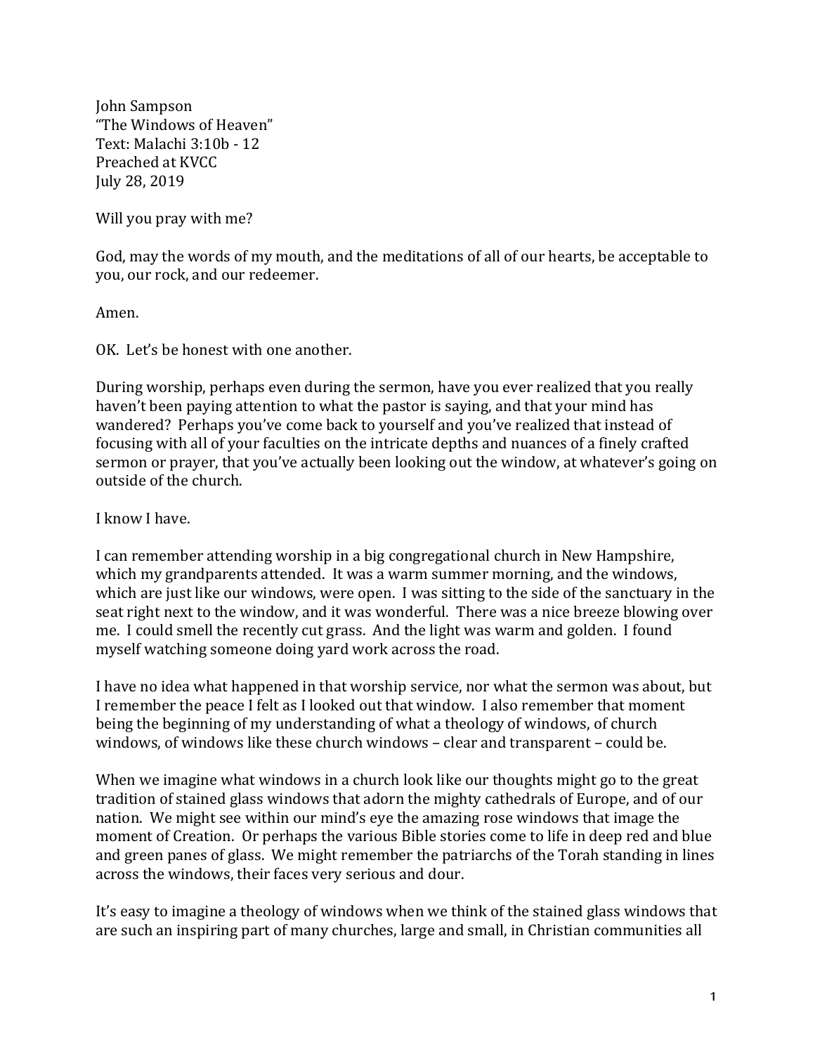John Sampson
"The Windows of Heaven"
Text: Malachi 3:10b - 12
Preached at KVCC
July 28, 2019

Will you pray with me?

God, may the words of my mouth, and the meditations of all of our hearts, be acceptable to you, our rock, and our redeemer.

Amen.

OK. Let's be honest with one another.

During worship, perhaps even during the sermon, have you ever realized that you really haven't been paying attention to what the pastor is saying, and that your mind has wandered? Perhaps you've come back to yourself and you've realized that instead of focusing with all of your faculties on the intricate depths and nuances of a finely crafted sermon or prayer, that you've actually been looking out the window, at whatever's going on outside of the church.

I know I have.

I can remember attending worship in a big congregational church in New Hampshire, which my grandparents attended. It was a warm summer morning, and the windows, which are just like our windows, were open. I was sitting to the side of the sanctuary in the seat right next to the window, and it was wonderful. There was a nice breeze blowing over me. I could smell the recently cut grass. And the light was warm and golden. I found myself watching someone doing yard work across the road.

I have no idea what happened in that worship service, nor what the sermon was about, but I remember the peace I felt as I looked out that window. I also remember that moment being the beginning of my understanding of what a theology of windows, of church windows, of windows like these church windows – clear and transparent – could be.

When we imagine what windows in a church look like our thoughts might go to the great tradition of stained glass windows that adorn the mighty cathedrals of Europe, and of our nation. We might see within our mind's eye the amazing rose windows that image the moment of Creation. Or perhaps the various Bible stories come to life in deep red and blue and green panes of glass. We might remember the patriarchs of the Torah standing in lines across the windows, their faces very serious and dour.

It's easy to imagine a theology of windows when we think of the stained glass windows that are such an inspiring part of many churches, large and small, in Christian communities all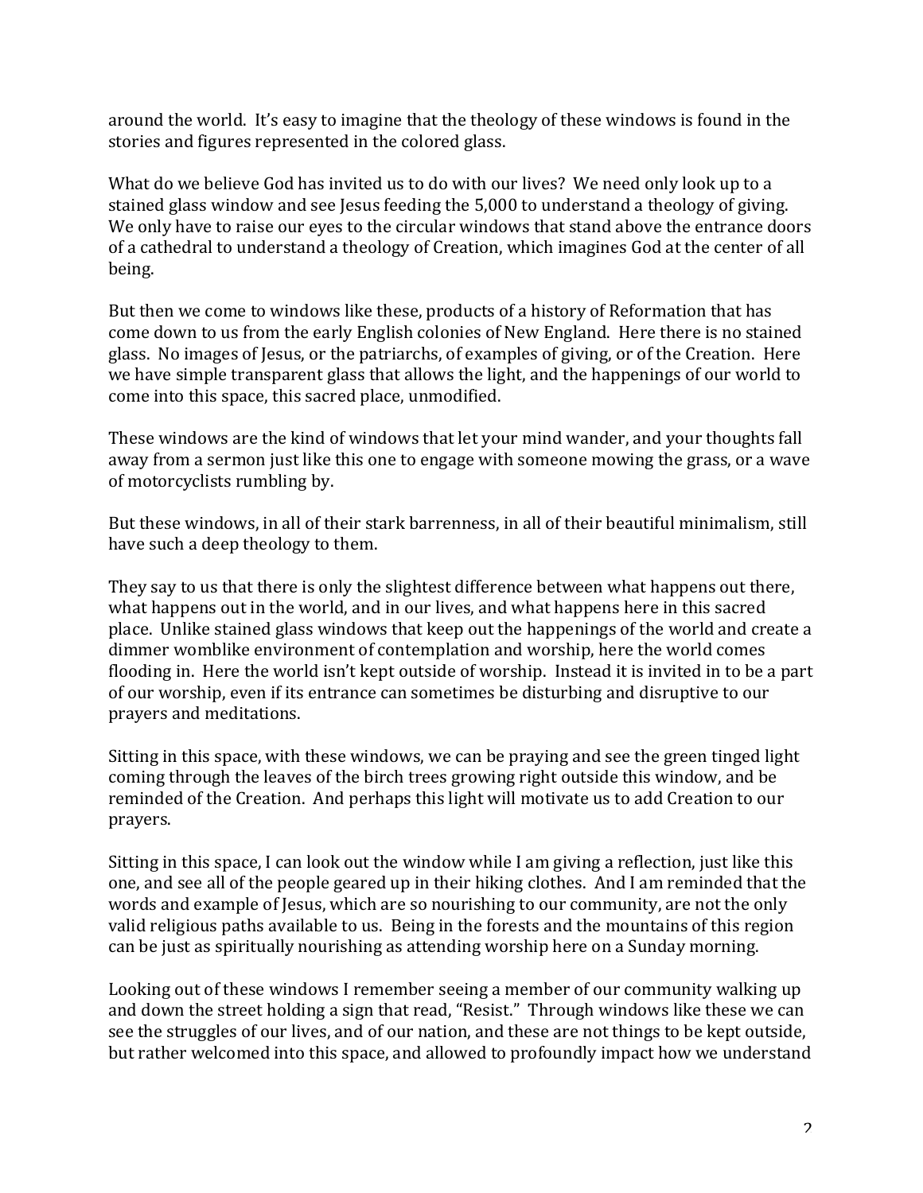around the world. It's easy to imagine that the theology of these windows is found in the stories and figures represented in the colored glass.

What do we believe God has invited us to do with our lives? We need only look up to a stained glass window and see Jesus feeding the 5,000 to understand a theology of giving. We only have to raise our eyes to the circular windows that stand above the entrance doors of a cathedral to understand a theology of Creation, which imagines God at the center of all being.

But then we come to windows like these, products of a history of Reformation that has come down to us from the early English colonies of New England. Here there is no stained glass. No images of Jesus, or the patriarchs, of examples of giving, or of the Creation. Here we have simple transparent glass that allows the light, and the happenings of our world to come into this space, this sacred place, unmodified.

These windows are the kind of windows that let your mind wander, and your thoughts fall away from a sermon just like this one to engage with someone mowing the grass, or a wave of motorcyclists rumbling by.

But these windows, in all of their stark barrenness, in all of their beautiful minimalism, still have such a deep theology to them.

They say to us that there is only the slightest difference between what happens out there, what happens out in the world, and in our lives, and what happens here in this sacred place. Unlike stained glass windows that keep out the happenings of the world and create a dimmer womblike environment of contemplation and worship, here the world comes flooding in. Here the world isn't kept outside of worship. Instead it is invited in to be a part of our worship, even if its entrance can sometimes be disturbing and disruptive to our prayers and meditations.

Sitting in this space, with these windows, we can be praying and see the green tinged light coming through the leaves of the birch trees growing right outside this window, and be reminded of the Creation. And perhaps this light will motivate us to add Creation to our prayers.

Sitting in this space, I can look out the window while I am giving a reflection, just like this one, and see all of the people geared up in their hiking clothes. And I am reminded that the words and example of Jesus, which are so nourishing to our community, are not the only valid religious paths available to us. Being in the forests and the mountains of this region can be just as spiritually nourishing as attending worship here on a Sunday morning.

Looking out of these windows I remember seeing a member of our community walking up and down the street holding a sign that read, "Resist." Through windows like these we can see the struggles of our lives, and of our nation, and these are not things to be kept outside, but rather welcomed into this space, and allowed to profoundly impact how we understand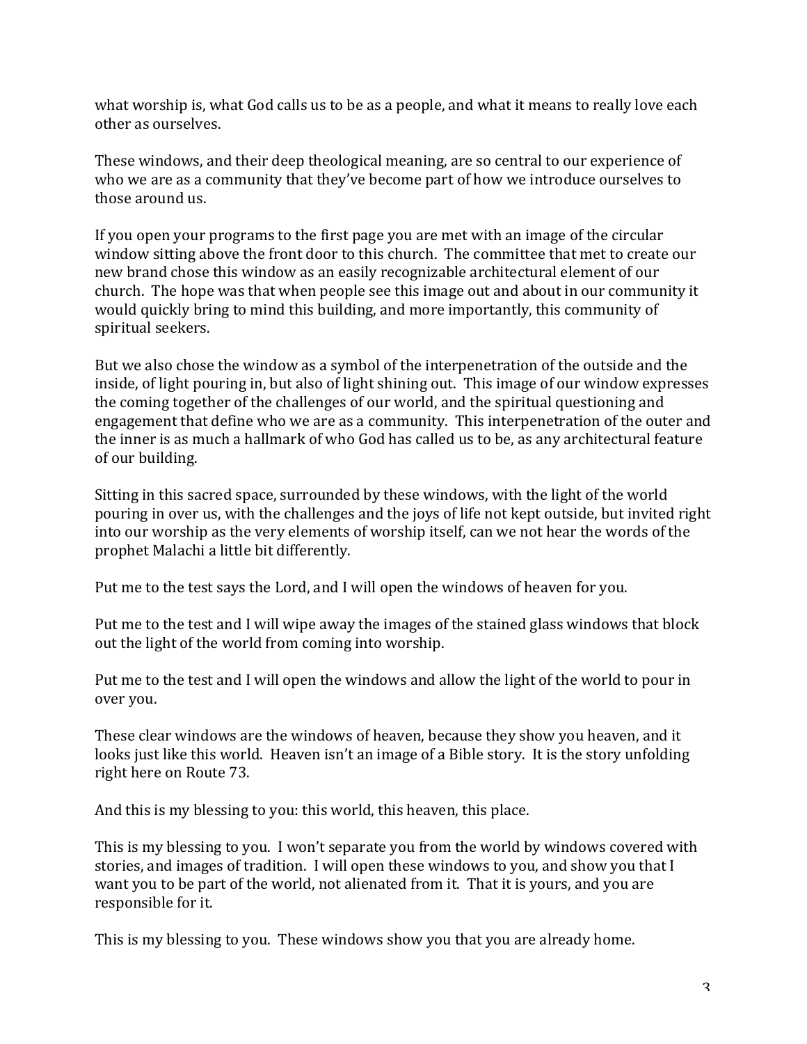what worship is, what God calls us to be as a people, and what it means to really love each other as ourselves.

These windows, and their deep theological meaning, are so central to our experience of who we are as a community that they've become part of how we introduce ourselves to those around us.

If you open your programs to the first page you are met with an image of the circular window sitting above the front door to this church. The committee that met to create our new brand chose this window as an easily recognizable architectural element of our church. The hope was that when people see this image out and about in our community it would quickly bring to mind this building, and more importantly, this community of spiritual seekers.

But we also chose the window as a symbol of the interpenetration of the outside and the inside, of light pouring in, but also of light shining out. This image of our window expresses the coming together of the challenges of our world, and the spiritual questioning and engagement that define who we are as a community. This interpenetration of the outer and the inner is as much a hallmark of who God has called us to be, as any architectural feature of our building.

Sitting in this sacred space, surrounded by these windows, with the light of the world pouring in over us, with the challenges and the joys of life not kept outside, but invited right into our worship as the very elements of worship itself, can we not hear the words of the prophet Malachi a little bit differently.

Put me to the test says the Lord, and I will open the windows of heaven for you.

Put me to the test and I will wipe away the images of the stained glass windows that block out the light of the world from coming into worship.

Put me to the test and I will open the windows and allow the light of the world to pour in over you.

These clear windows are the windows of heaven, because they show you heaven, and it looks just like this world. Heaven isn't an image of a Bible story. It is the story unfolding right here on Route 73.

And this is my blessing to you: this world, this heaven, this place.

This is my blessing to you. I won't separate you from the world by windows covered with stories, and images of tradition. I will open these windows to you, and show you that I want you to be part of the world, not alienated from it. That it is yours, and you are responsible for it.

This is my blessing to you. These windows show you that you are already home.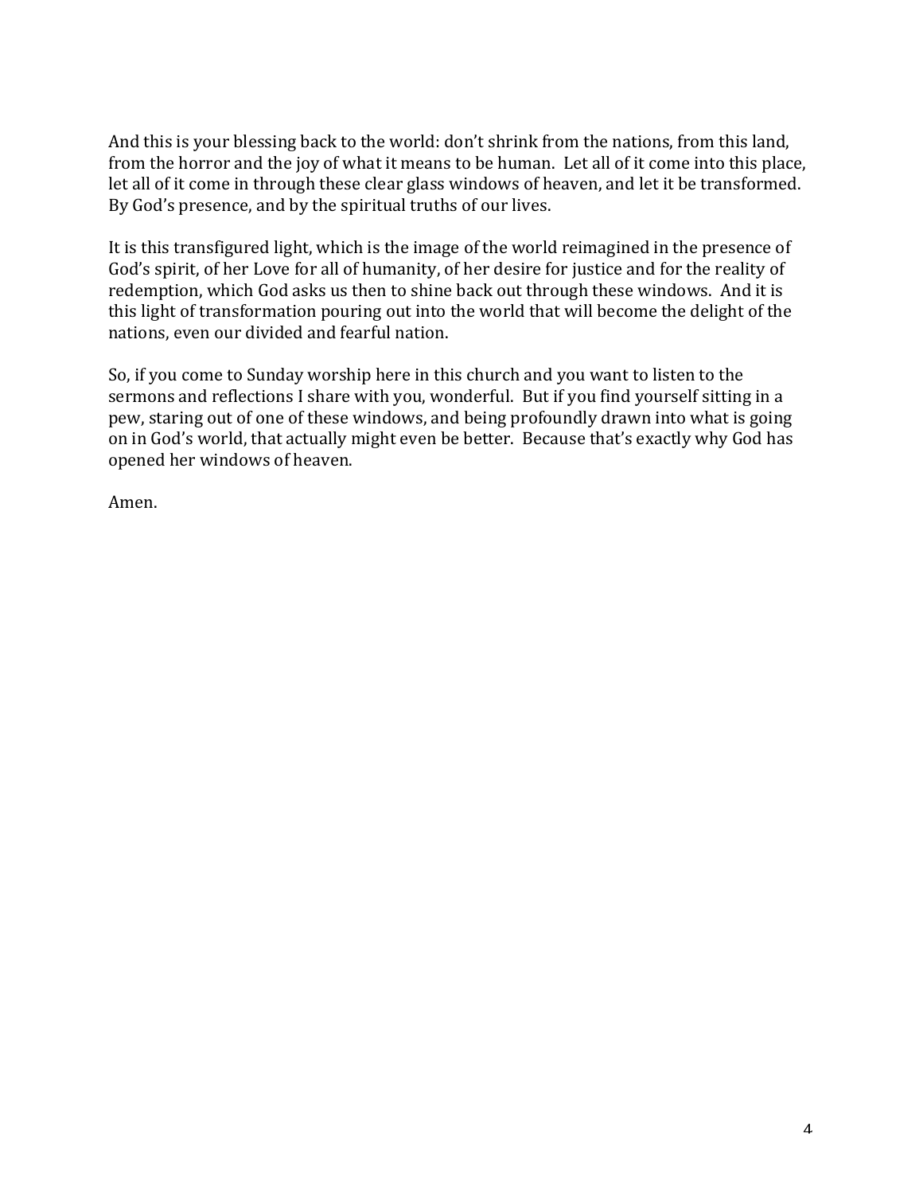And this is your blessing back to the world: don't shrink from the nations, from this land, from the horror and the joy of what it means to be human. Let all of it come into this place, let all of it come in through these clear glass windows of heaven, and let it be transformed. By God's presence, and by the spiritual truths of our lives.

It is this transfigured light, which is the image of the world reimagined in the presence of God's spirit, of her Love for all of humanity, of her desire for justice and for the reality of redemption, which God asks us then to shine back out through these windows. And it is this light of transformation pouring out into the world that will become the delight of the nations, even our divided and fearful nation.

So, if you come to Sunday worship here in this church and you want to listen to the sermons and reflections I share with you, wonderful. But if you find yourself sitting in a pew, staring out of one of these windows, and being profoundly drawn into what is going on in God's world, that actually might even be better. Because that's exactly why God has opened her windows of heaven.

Amen.